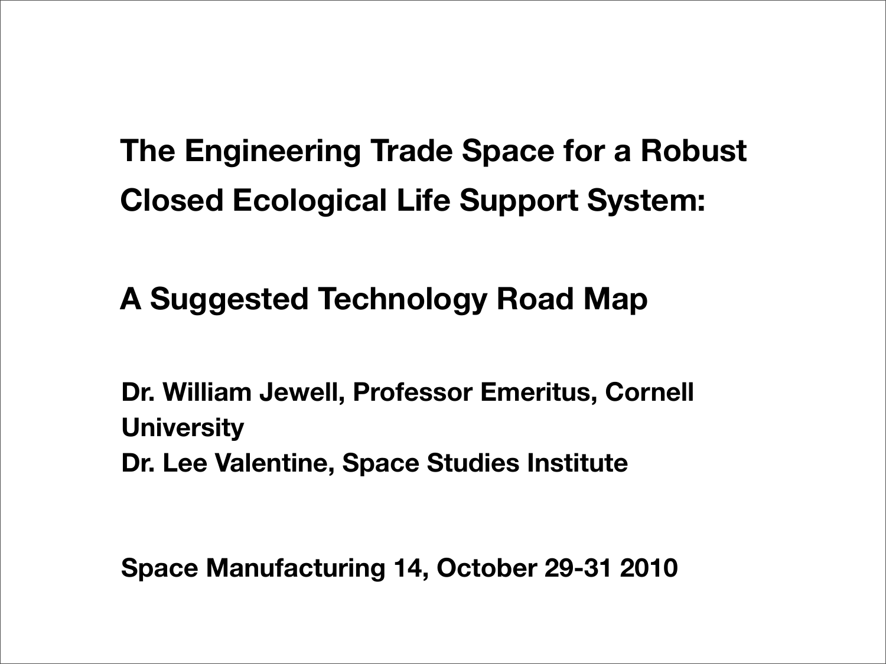# The Engineering Trade Space for a Robust Closed Ecological Life Support System:

## A Suggested Technology Road Map

**Dr. William Jewell, Professor Emeritus, Cornell University**
**Dr. Lee Valentine, Space Studies Institute**

**Space Manufacturing 14, October 29-31 2010**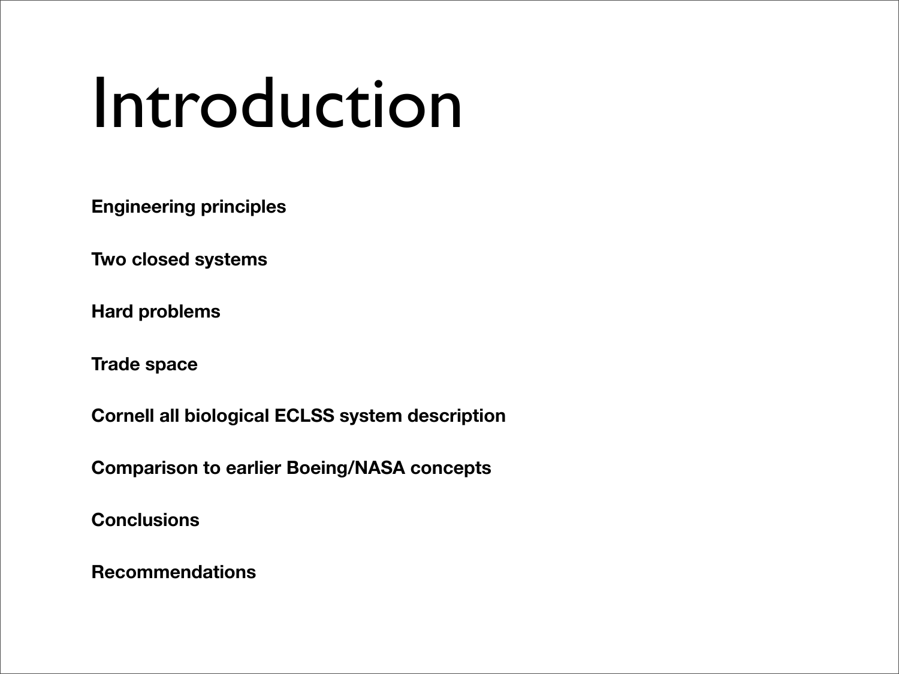# Introduction

**Engineering principles**

**Two closed systems**

**Hard problems**

**Trade space**

**Cornell all biological ECLSS system description**

**Comparison to earlier Boeing/NASA concepts**

**Conclusions**

**Recommendations**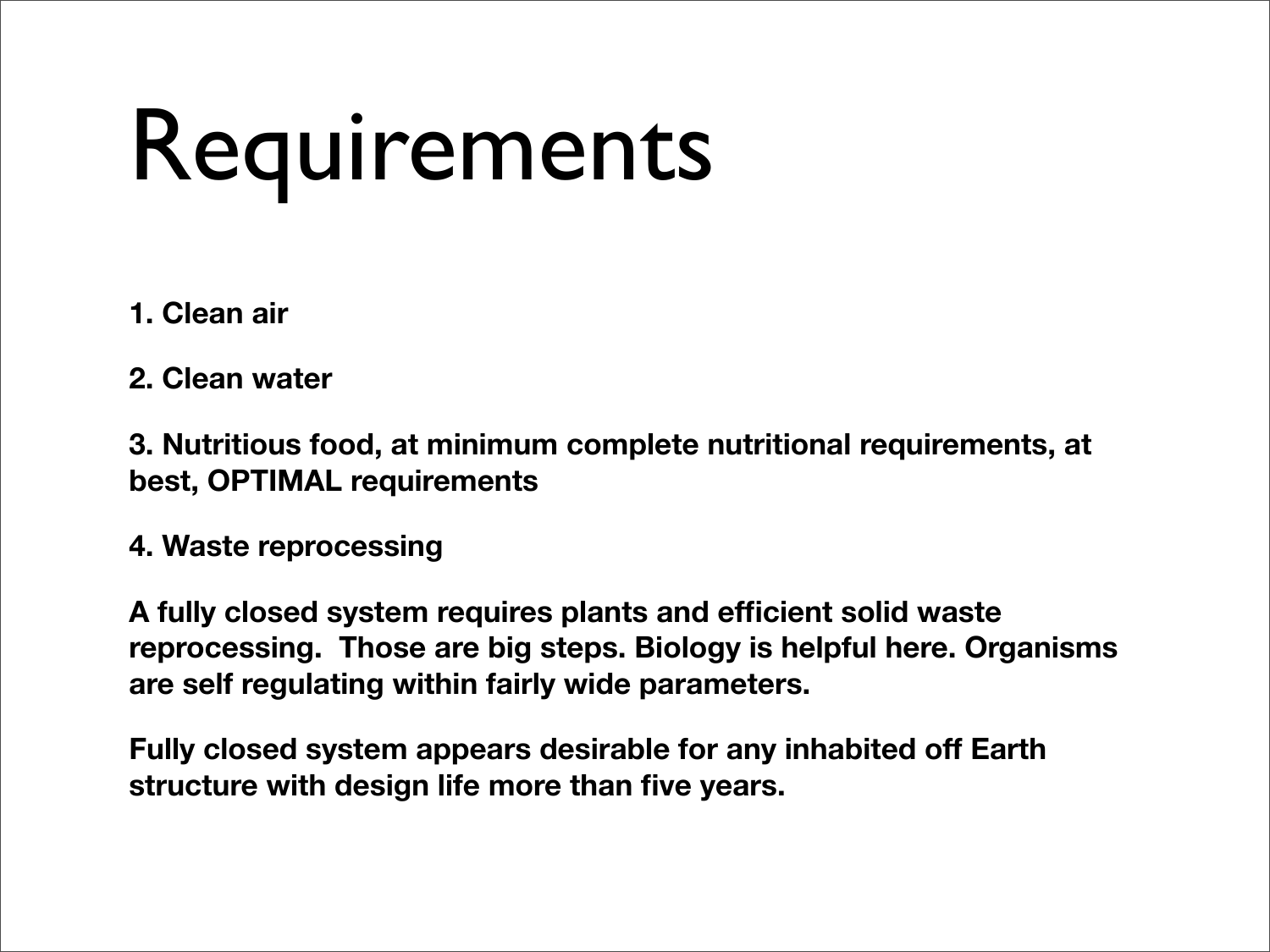# Requirements

**1. Clean air**

**2. Clean water**

**3. Nutritious food, at minimum complete nutritional requirements, at best, OPTIMAL requirements**

**4. Waste reprocessing**

**A fully closed system requires plants and efficient solid waste reprocessing.  Those are big steps. Biology is helpful here. Organisms are self regulating within fairly wide parameters.**

**Fully closed system appears desirable for any inhabited off Earth structure with design life more than five years.**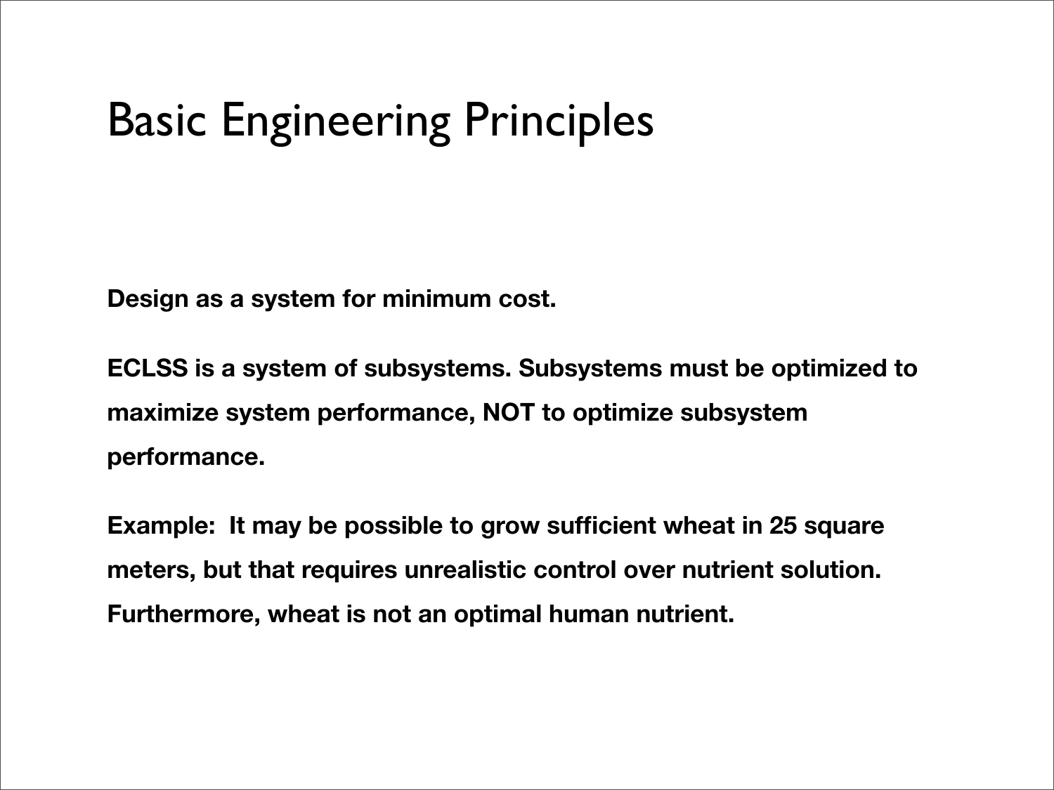# Basic Engineering Principles

**Design as a system for minimum cost.**

**ECLSS is a system of subsystems. Subsystems must be optimized to maximize system performance, NOT to optimize subsystem performance.**

**Example: It may be possible to grow sufficient wheat in 25 square meters, but that requires unrealistic control over nutrient solution. Furthermore, wheat is not an optimal human nutrient.**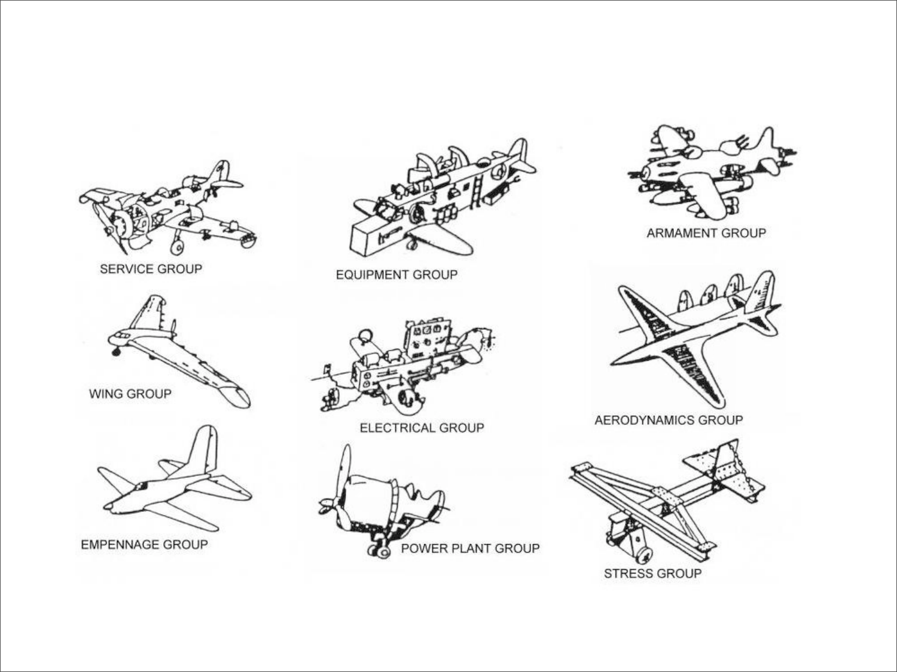SERVICE GROUP

EQUIPMENT GROUP

ARMAMENT GROUP

WING GROUP

ELECTRICAL GROUP

AERODYNAMICS GROUP

EMPENNAGE GROUP

POWER PLANT GROUP

STRESS GROUP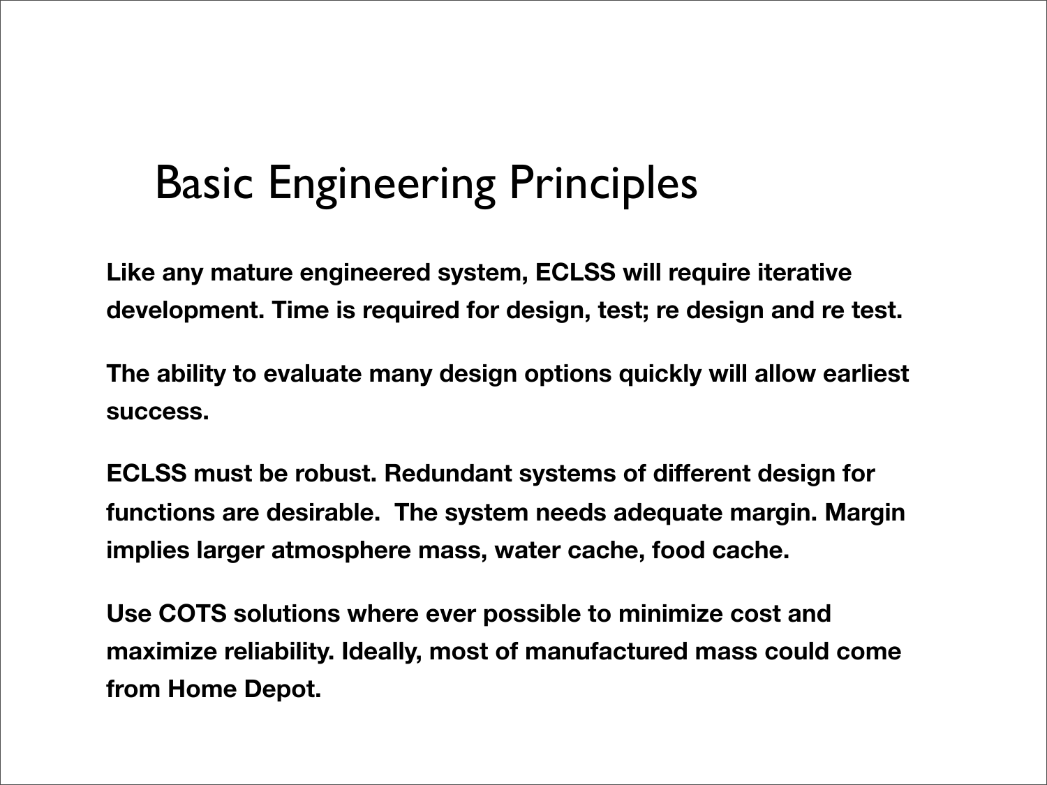# Basic Engineering Principles

**Like any mature engineered system, ECLSS will require iterative development. Time is required for design, test; re design and re test.**

**The ability to evaluate many design options quickly will allow earliest success.**

**ECLSS must be robust. Redundant systems of different design for functions are desirable.  The system needs adequate margin. Margin implies larger atmosphere mass, water cache, food cache.**

**Use COTS solutions where ever possible to minimize cost and maximize reliability. Ideally, most of manufactured mass could come from Home Depot.**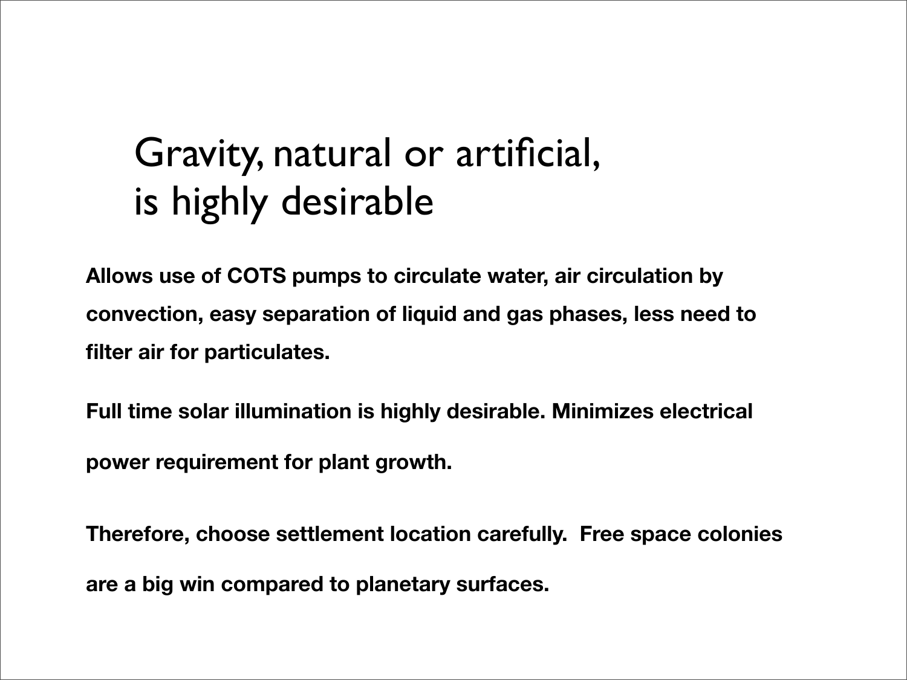# Gravity, natural or artificial, is highly desirable

**Allows use of COTS pumps to circulate water, air circulation by convection, easy separation of liquid and gas phases, less need to filter air for particulates.**

**Full time solar illumination is highly desirable. Minimizes electrical power requirement for plant growth.**

**Therefore, choose settlement location carefully. Free space colonies are a big win compared to planetary surfaces.**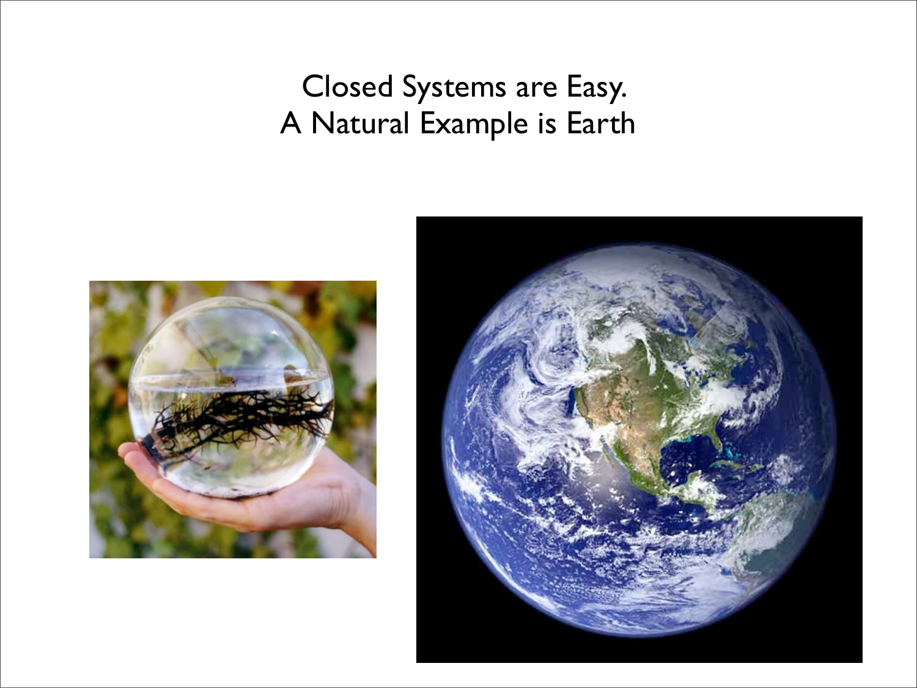# Closed Systems are Easy.
# A Natural Example is Earth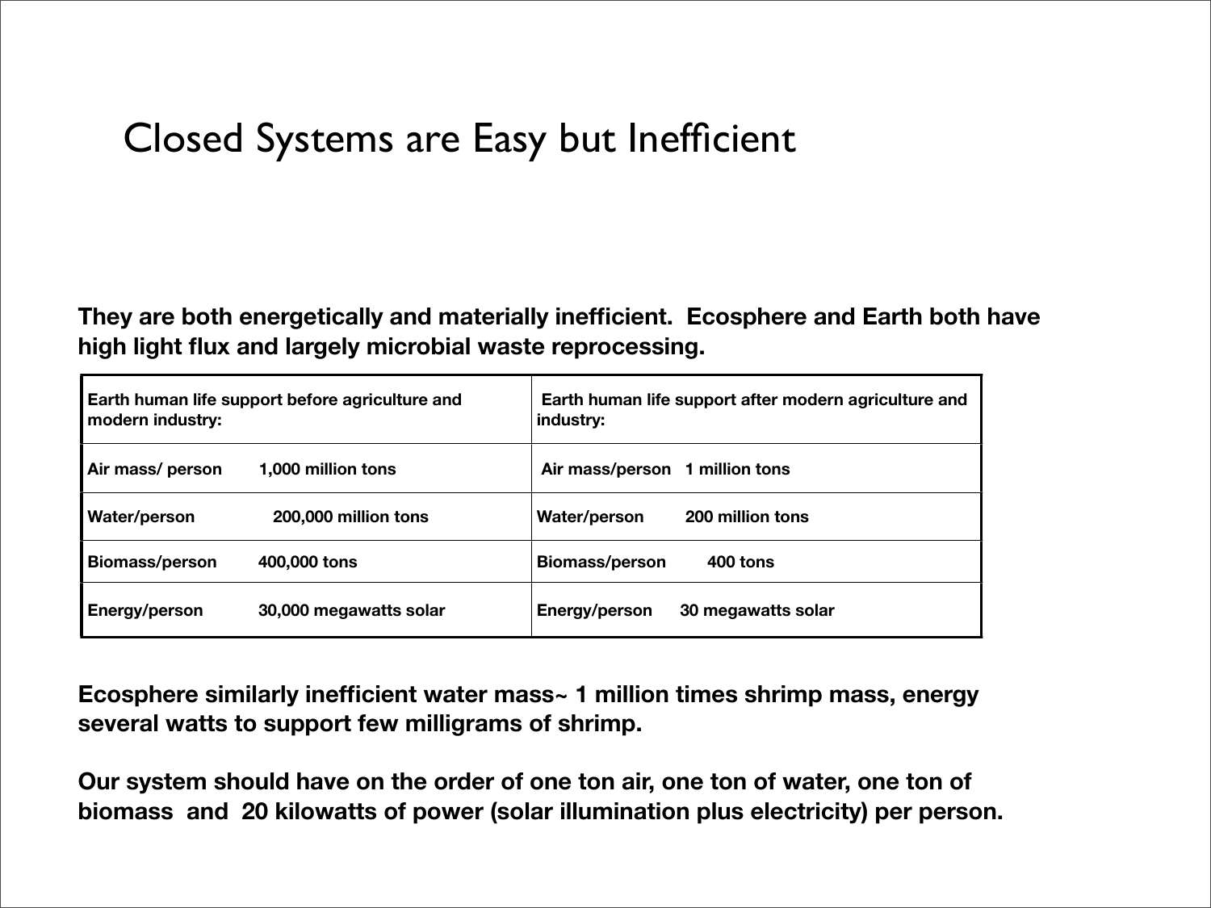# Closed Systems are Easy but Inefficient

**They are both energetically and materially inefficient. Ecosphere and Earth both have high light flux and largely microbial waste reprocessing.**

| Earth human life support before agriculture and modern industry: | | Earth human life support after modern agriculture and industry: | |
|---|---|---|---|
| Air mass/ person | 1,000 million tons | Air mass/person | 1 million tons |
| Water/person | 200,000 million tons | Water/person | 200 million tons |
| Biomass/person | 400,000 tons | Biomass/person | 400 tons |
| Energy/person | 30,000 megawatts solar | Energy/person | 30 megawatts solar |

**Ecosphere similarly inefficient water mass~ 1 million times shrimp mass, energy several watts to support few milligrams of shrimp.**

**Our system should have on the order of one ton air, one ton of water, one ton of biomass and 20 kilowatts of power (solar illumination plus electricity) per person.**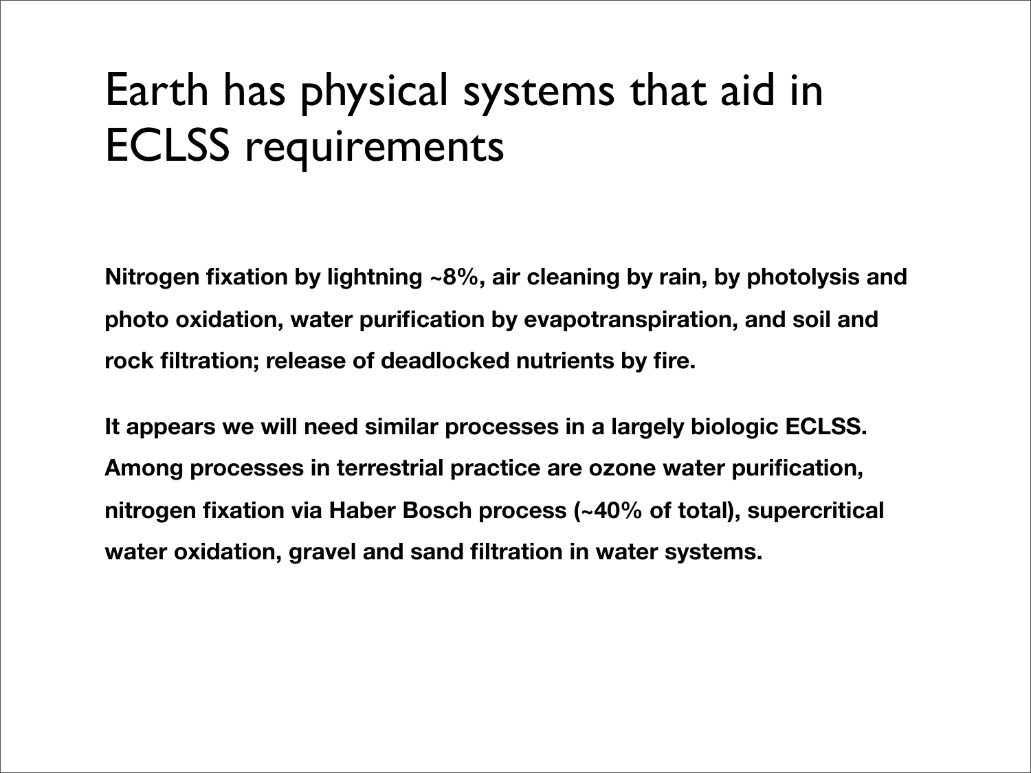# Earth has physical systems that aid in ECLSS requirements

**Nitrogen fixation by lightning ~8%, air cleaning by rain, by photolysis and photo oxidation, water purification by evapotranspiration, and soil and rock filtration; release of deadlocked nutrients by fire.**

**It appears we will need similar processes in a largely biologic ECLSS. Among processes in terrestrial practice are ozone water purification, nitrogen fixation via Haber Bosch process (~40% of total), supercritical water oxidation, gravel and sand filtration in water systems.**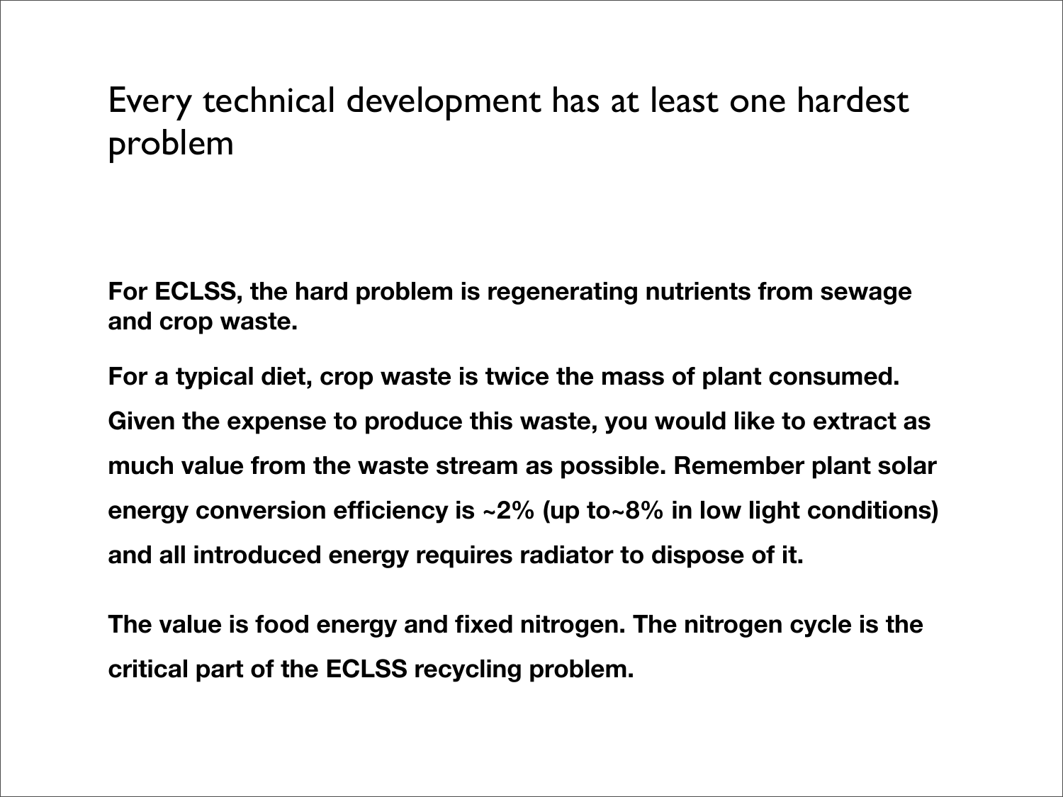# Every technical development has at least one hardest problem

**For ECLSS, the hard problem is regenerating nutrients from sewage and crop waste.**

**For a typical diet, crop waste is twice the mass of plant consumed. Given the expense to produce this waste, you would like to extract as much value from the waste stream as possible. Remember plant solar energy conversion efficiency is ~2% (up to~8% in low light conditions) and all introduced energy requires radiator to dispose of it.**

**The value is food energy and fixed nitrogen. The nitrogen cycle is the critical part of the ECLSS recycling problem.**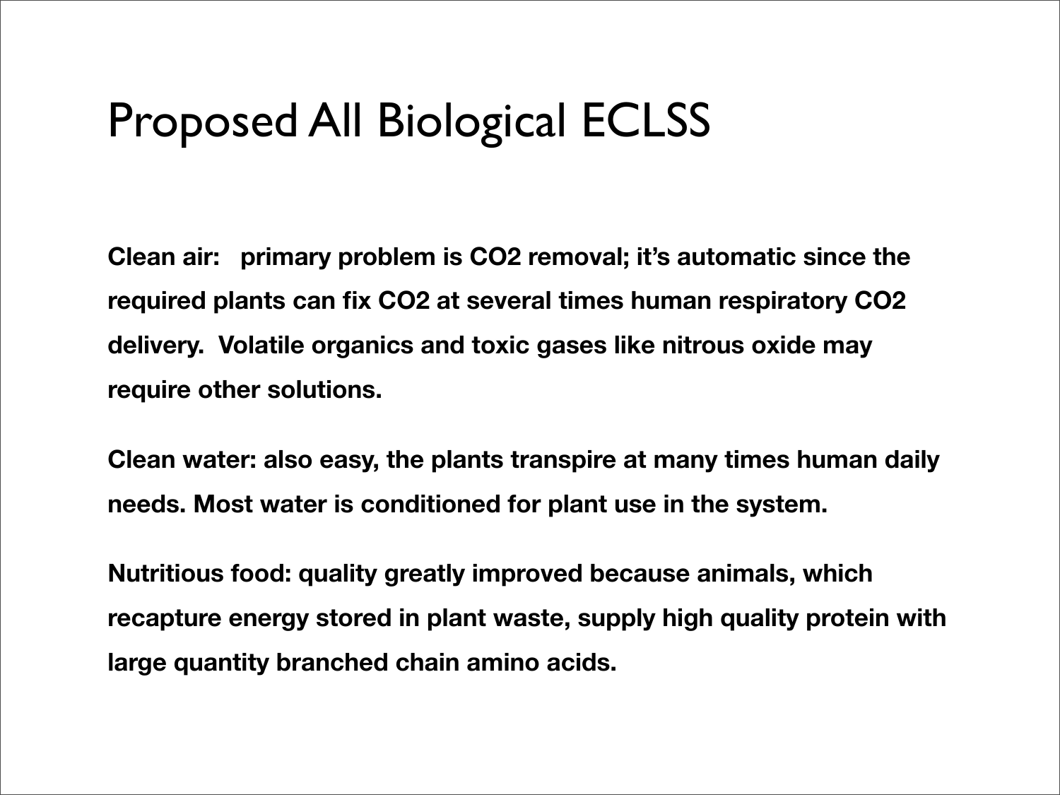# Proposed All Biological ECLSS

**Clean air: primary problem is $CO_2$ removal; it's automatic since the required plants can fix $CO_2$ at several times human respiratory $CO_2$ delivery. Volatile organics and toxic gases like nitrous oxide may require other solutions.**

**Clean water: also easy, the plants transpire at many times human daily needs. Most water is conditioned for plant use in the system.**

**Nutritious food: quality greatly improved because animals, which recapture energy stored in plant waste, supply high quality protein with large quantity branched chain amino acids.**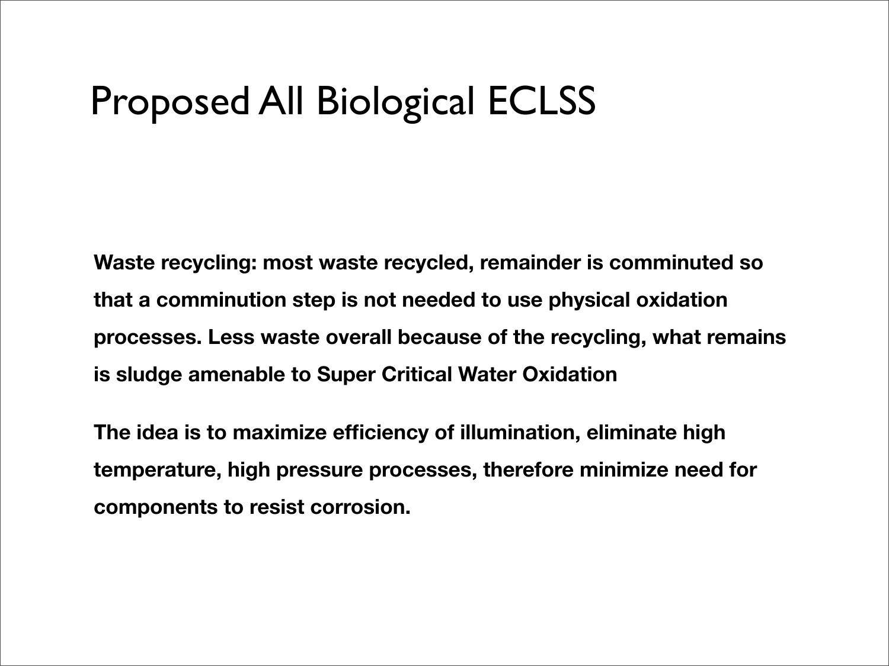# Proposed All Biological ECLSS

**Waste recycling: most waste recycled, remainder is comminuted so that a comminution step is not needed to use physical oxidation processes. Less waste overall because of the recycling, what remains is sludge amenable to Super Critical Water Oxidation**

**The idea is to maximize efficiency of illumination, eliminate high temperature, high pressure processes, therefore minimize need for components to resist corrosion.**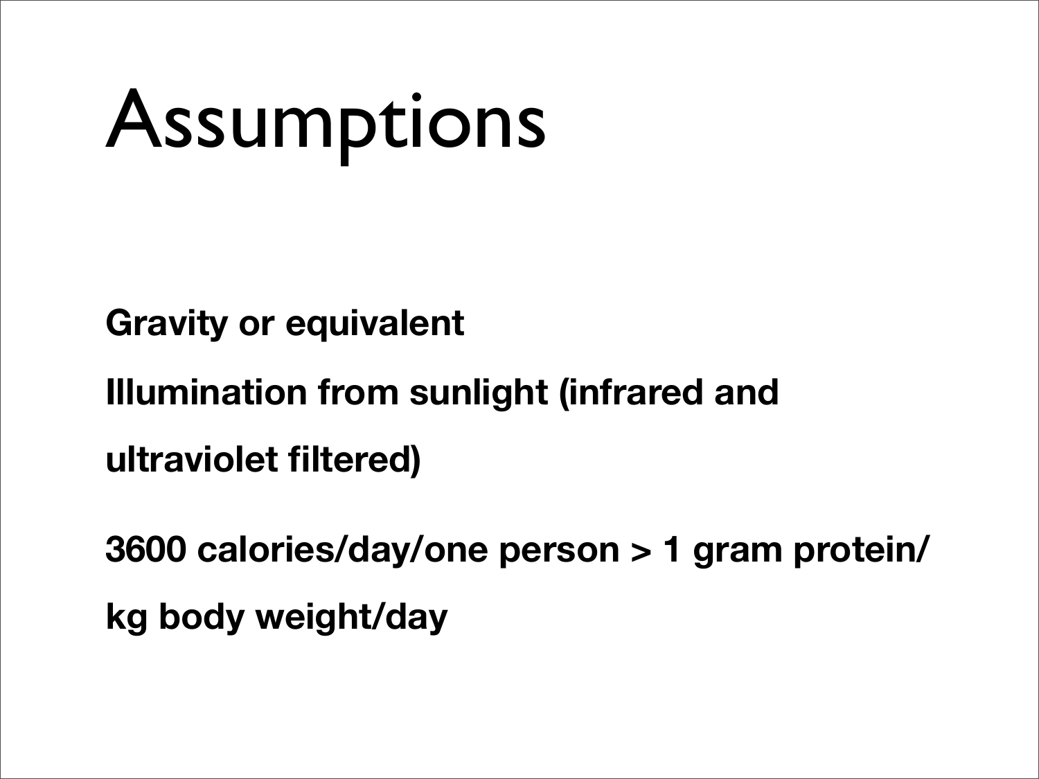# Assumptions

**Gravity or equivalent**

**Illumination from sunlight (infrared and ultraviolet filtered)**

**3600 calories/day/one person > 1 gram protein/kg body weight/day**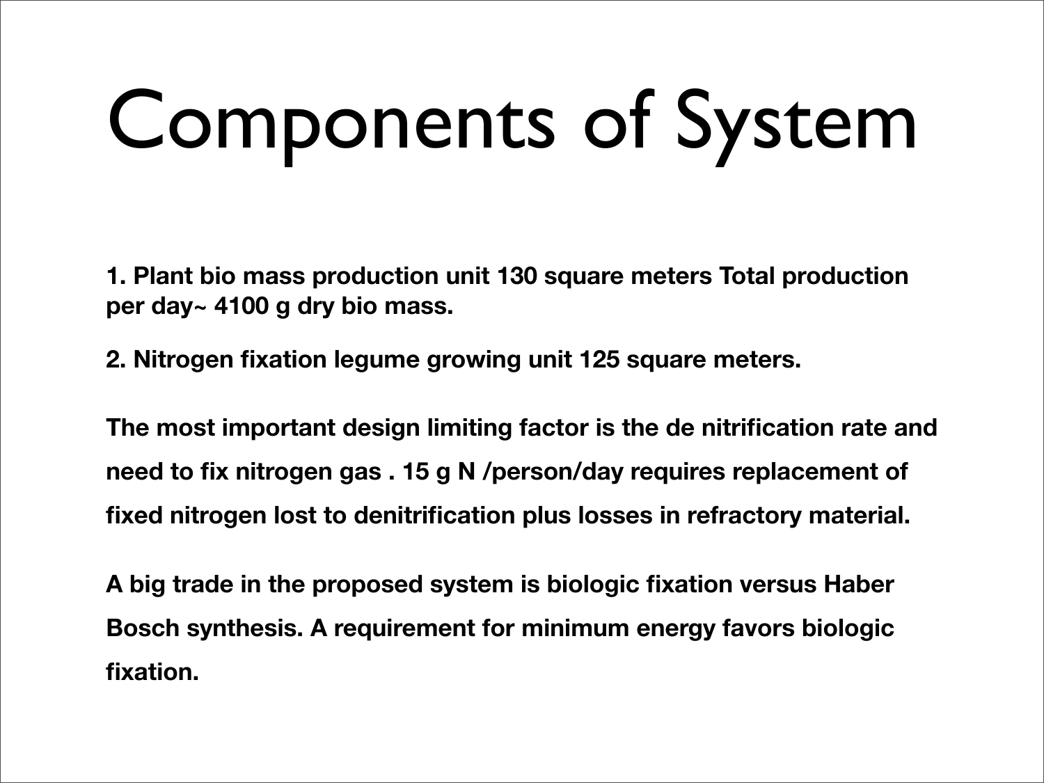# Components of System

**1. Plant bio mass production unit 130 square meters Total production per day~ 4100 g dry bio mass.**

**2. Nitrogen fixation legume growing unit 125 square meters.**

**The most important design limiting factor is the de nitrification rate and need to fix nitrogen gas . 15 g N /person/day requires replacement of fixed nitrogen lost to denitrification plus losses in refractory material.**

**A big trade in the proposed system is biologic fixation versus Haber Bosch synthesis. A requirement for minimum energy favors biologic fixation.**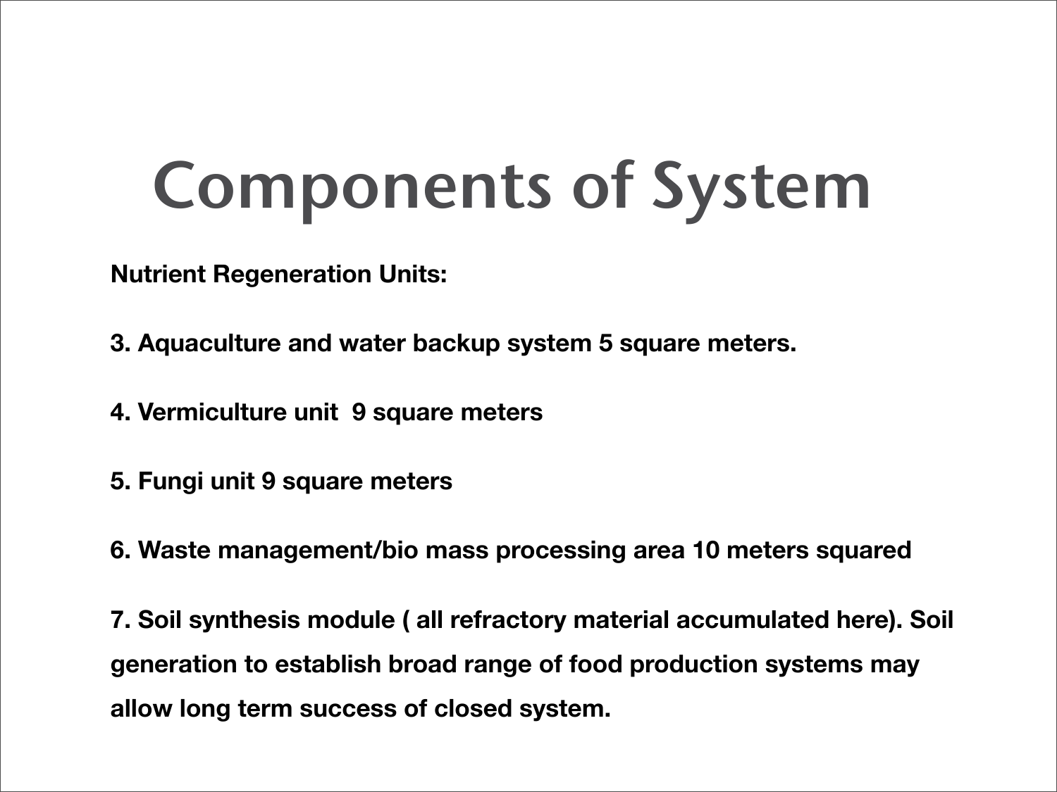# Components of System

**Nutrient Regeneration Units:**

**3. Aquaculture and water backup system 5 square meters.**

**4. Vermiculture unit  9 square meters**

**5. Fungi unit 9 square meters**

**6. Waste management/bio mass processing area 10 meters squared**

**7. Soil synthesis module ( all refractory material accumulated here). Soil generation to establish broad range of food production systems may allow long term success of closed system.**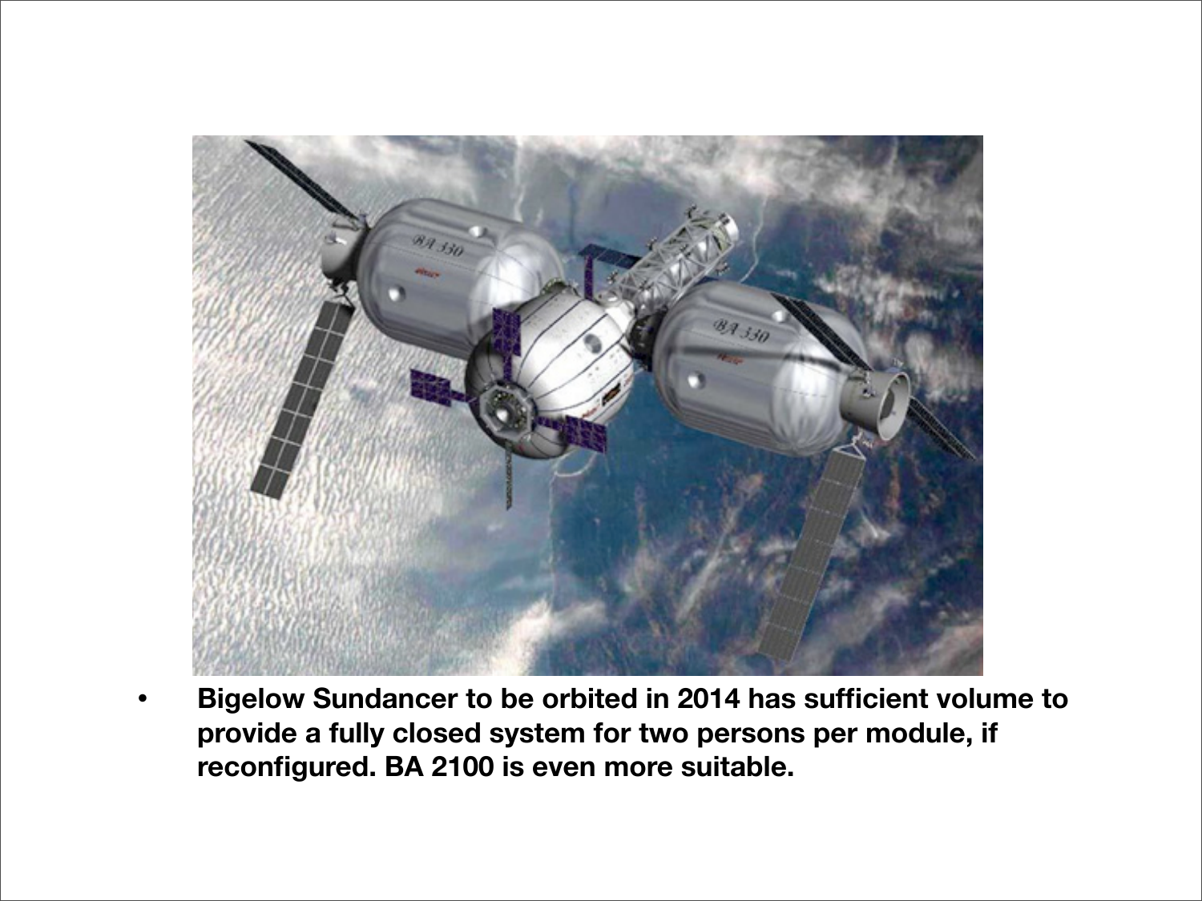- **Bigelow Sundancer to be orbited in 2014 has sufficient volume to provide a fully closed system for two persons per module, if reconfigured. BA 2100 is even more suitable.**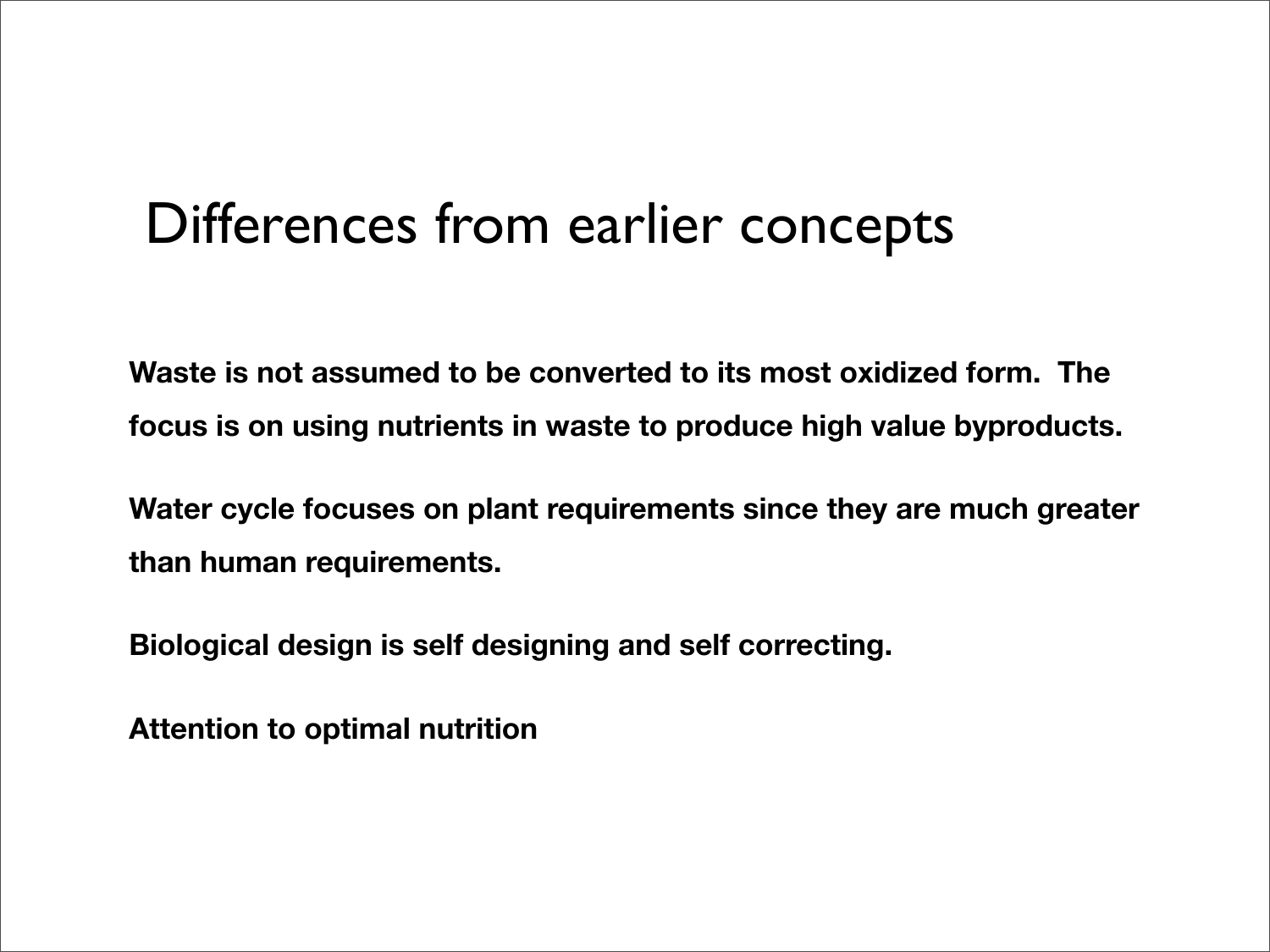# Differences from earlier concepts

**Waste is not assumed to be converted to its most oxidized form. The focus is on using nutrients in waste to produce high value byproducts.**

**Water cycle focuses on plant requirements since they are much greater than human requirements.**

**Biological design is self designing and self correcting.**

**Attention to optimal nutrition**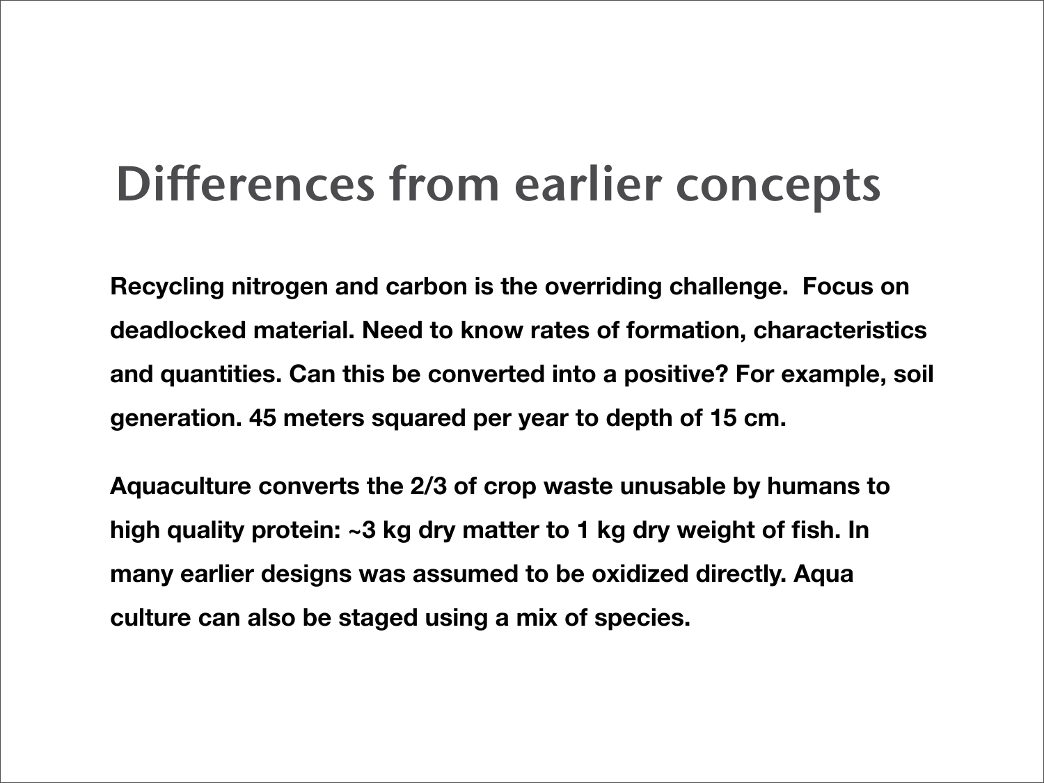# Differences from earlier concepts

**Recycling nitrogen and carbon is the overriding challenge. Focus on deadlocked material. Need to know rates of formation, characteristics and quantities. Can this be converted into a positive? For example, soil generation. 45 meters squared per year to depth of 15 cm.**

**Aquaculture converts the 2/3 of crop waste unusable by humans to high quality protein: ~3 kg dry matter to 1 kg dry weight of fish. In many earlier designs was assumed to be oxidized directly. Aqua culture can also be staged using a mix of species.**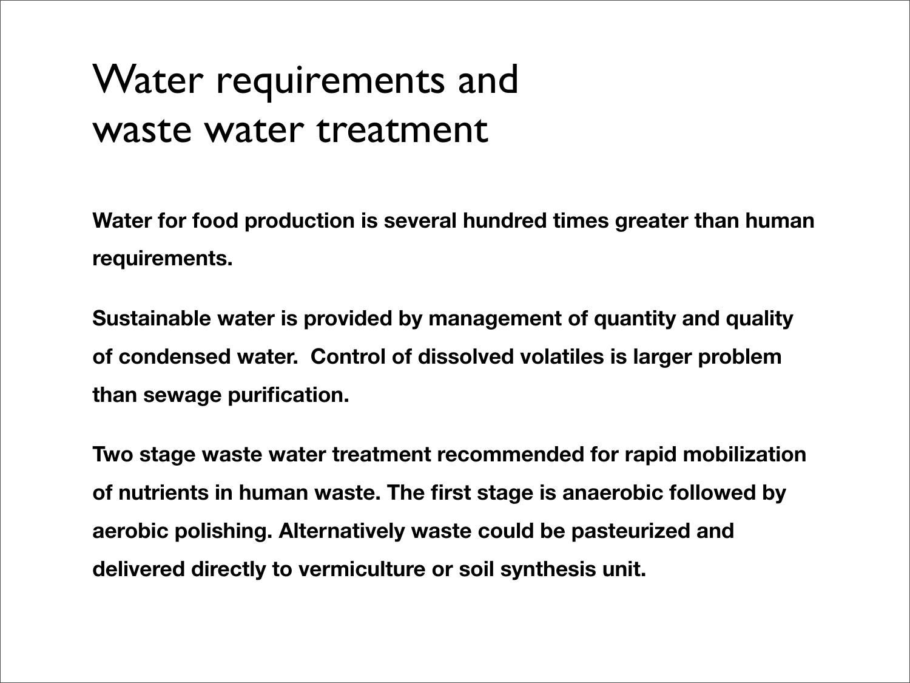# Water requirements and waste water treatment

**Water for food production is several hundred times greater than human requirements.**

**Sustainable water is provided by management of quantity and quality of condensed water. Control of dissolved volatiles is larger problem than sewage purification.**

**Two stage waste water treatment recommended for rapid mobilization of nutrients in human waste. The first stage is anaerobic followed by aerobic polishing. Alternatively waste could be pasteurized and delivered directly to vermiculture or soil synthesis unit.**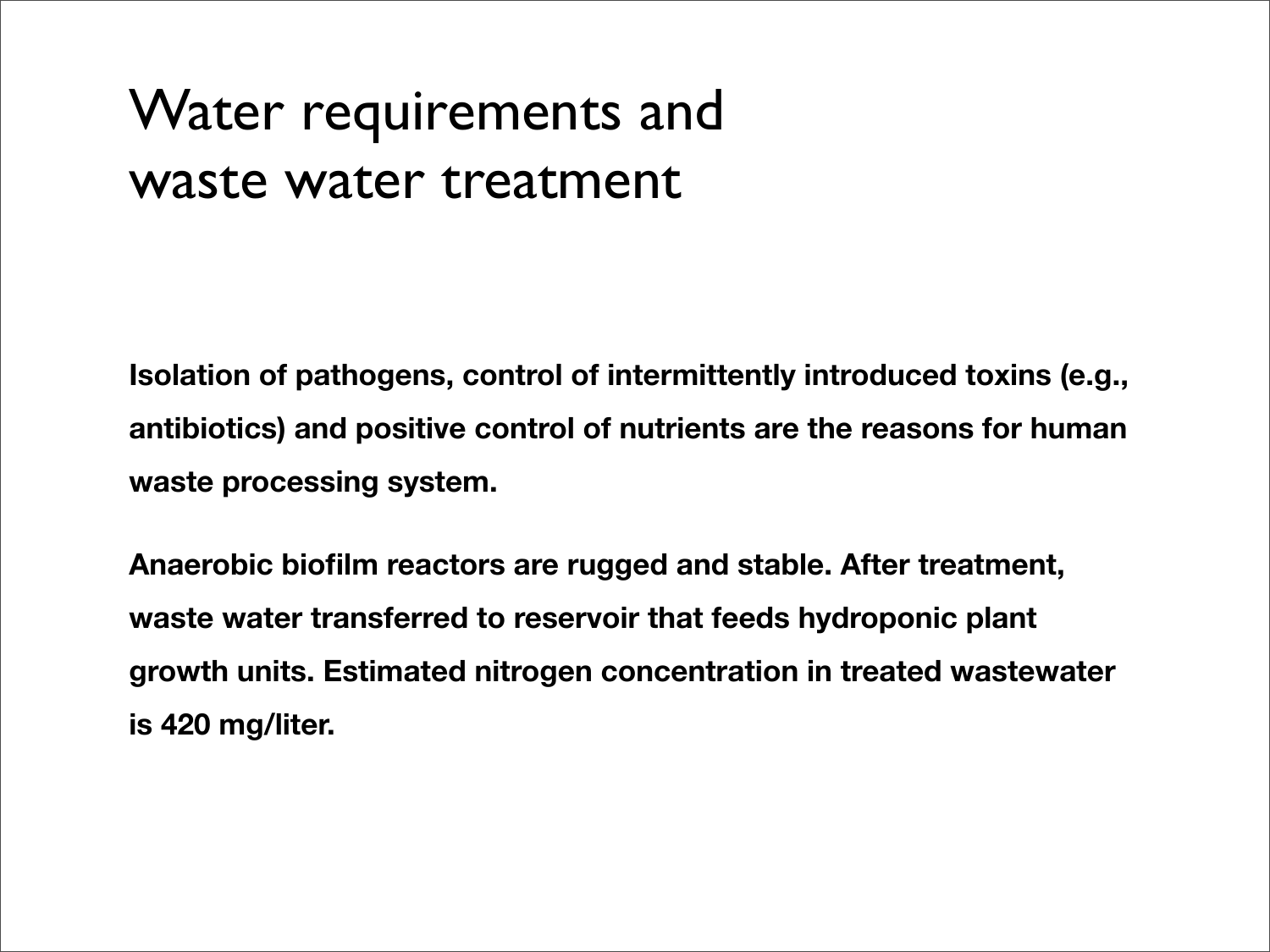# Water requirements and waste water treatment

**Isolation of pathogens, control of intermittently introduced toxins (e.g., antibiotics) and positive control of nutrients are the reasons for human waste processing system.**

**Anaerobic biofilm reactors are rugged and stable. After treatment, waste water transferred to reservoir that feeds hydroponic plant growth units. Estimated nitrogen concentration in treated wastewater is 420 mg/liter.**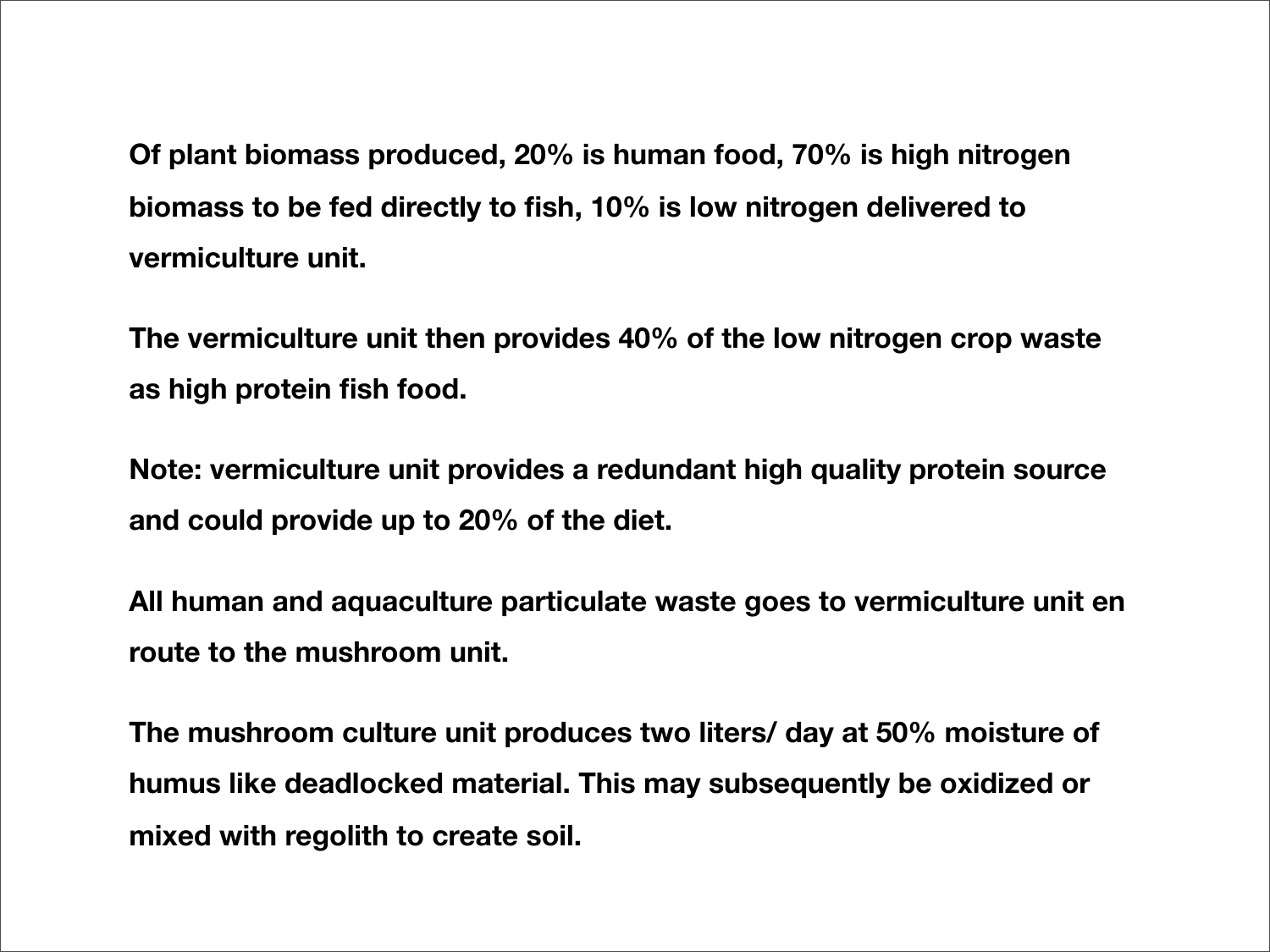**Of plant biomass produced, 20% is human food, 70% is high nitrogen biomass to be fed directly to fish, 10% is low nitrogen delivered to vermiculture unit.**

**The vermiculture unit then provides 40% of the low nitrogen crop waste as high protein fish food.**

**Note: vermiculture unit provides a redundant high quality protein source and could provide up to 20% of the diet.**

**All human and aquaculture particulate waste goes to vermiculture unit en route to the mushroom unit.**

**The mushroom culture unit produces two liters/ day at 50% moisture of humus like deadlocked material. This may subsequently be oxidized or mixed with regolith to create soil.**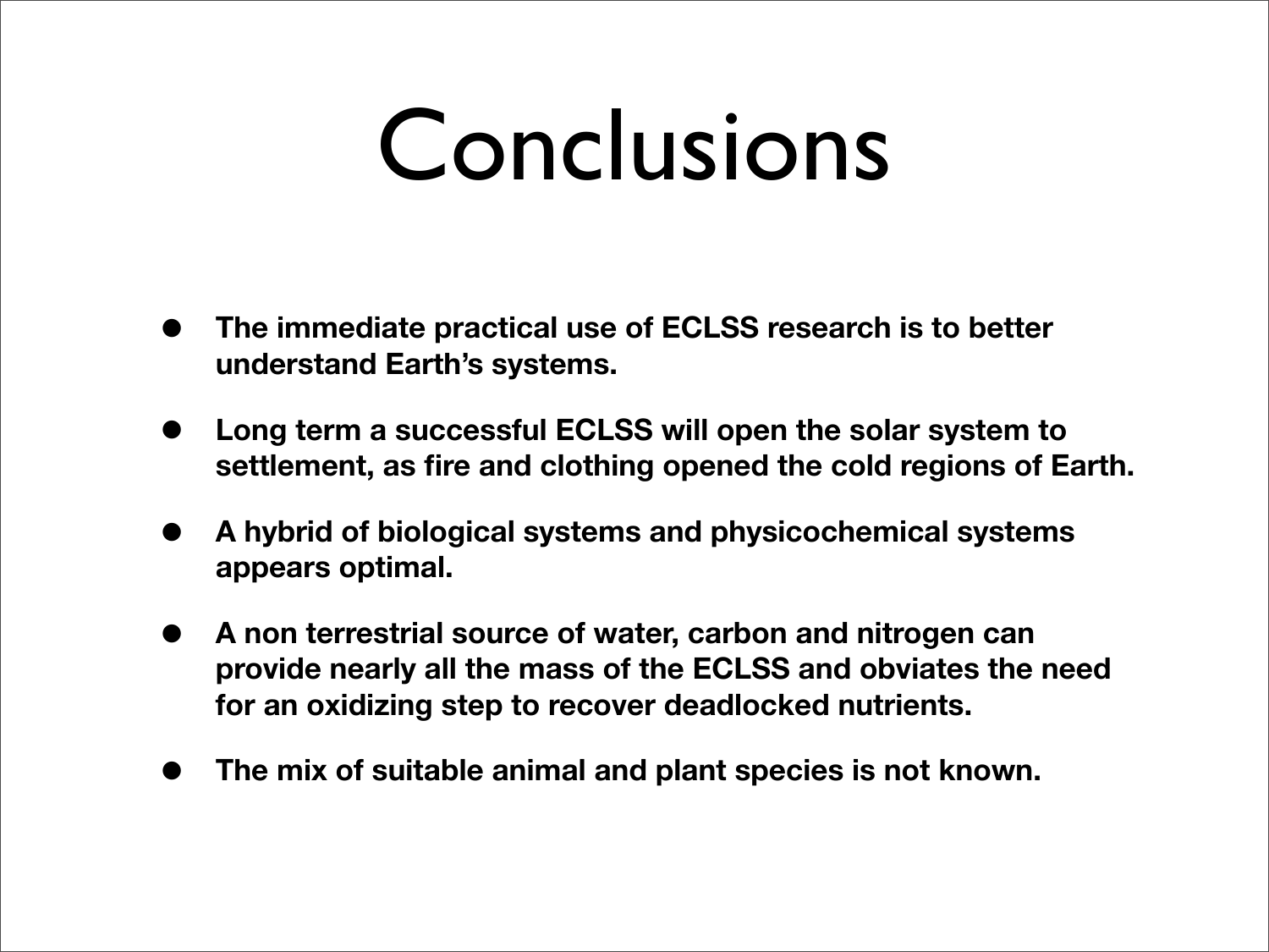# Conclusions

- **The immediate practical use of ECLSS research is to better understand Earth's systems.**
- **Long term a successful ECLSS will open the solar system to settlement, as fire and clothing opened the cold regions of Earth.**
- **A hybrid of biological systems and physicochemical systems appears optimal.**
- **A non terrestrial source of water, carbon and nitrogen can provide nearly all the mass of the ECLSS and obviates the need for an oxidizing step to recover deadlocked nutrients.**
- **The mix of suitable animal and plant species is not known.**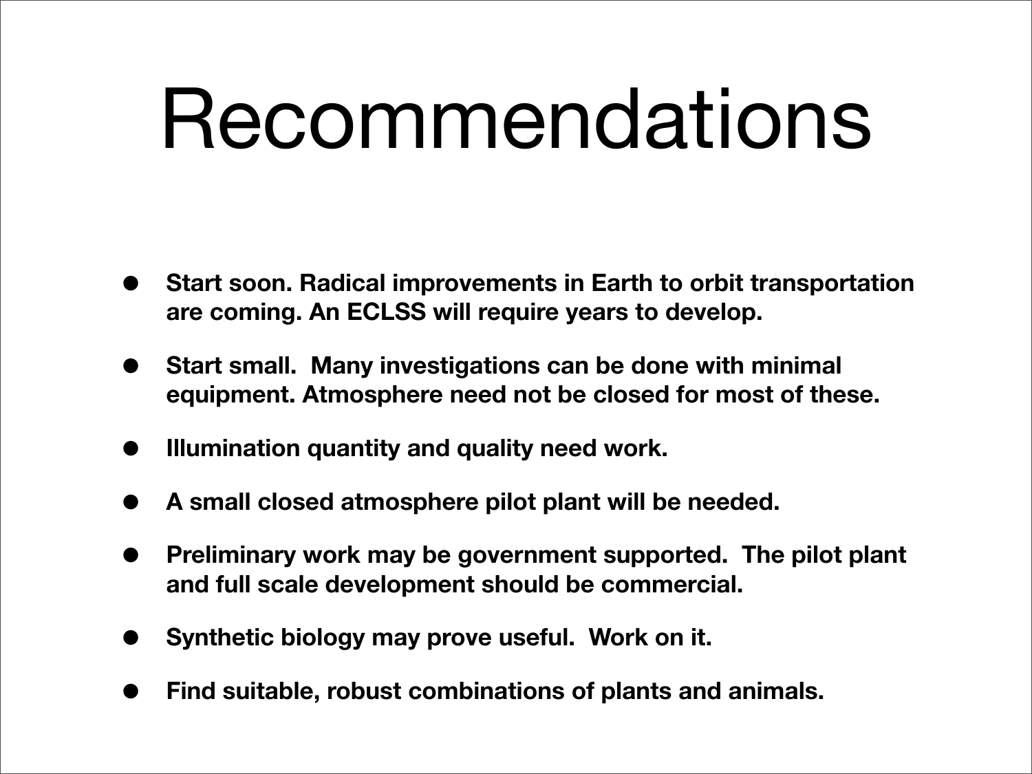# Recommendations

- **Start soon. Radical improvements in Earth to orbit transportation are coming. An ECLSS will require years to develop.**
- **Start small. Many investigations can be done with minimal equipment. Atmosphere need not be closed for most of these.**
- **Illumination quantity and quality need work.**
- **A small closed atmosphere pilot plant will be needed.**
- **Preliminary work may be government supported. The pilot plant and full scale development should be commercial.**
- **Synthetic biology may prove useful. Work on it.**
- **Find suitable, robust combinations of plants and animals.**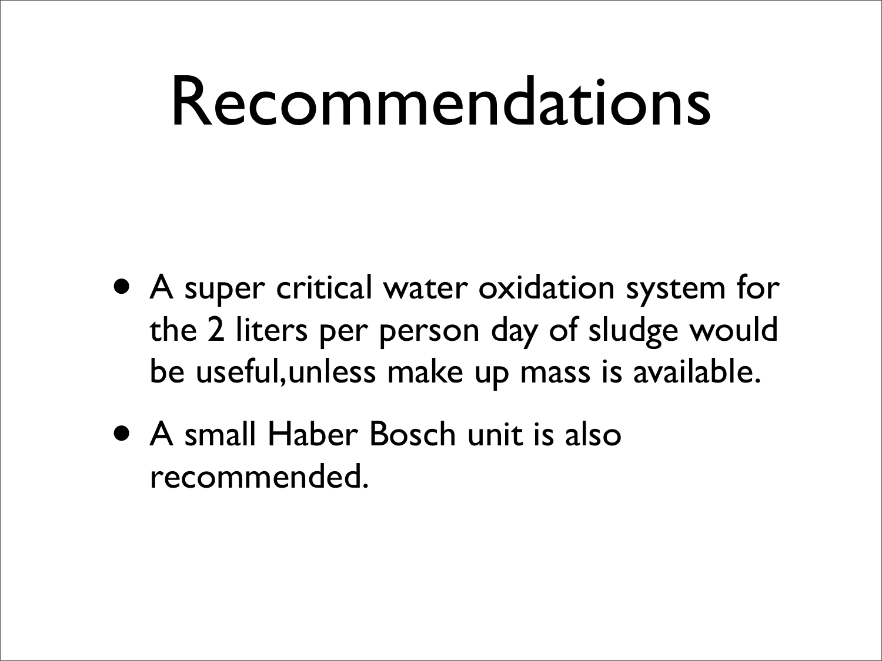# Recommendations

- A super critical water oxidation system for the 2 liters per person day of sludge would be useful,unless make up mass is available.
- A small Haber Bosch unit is also recommended.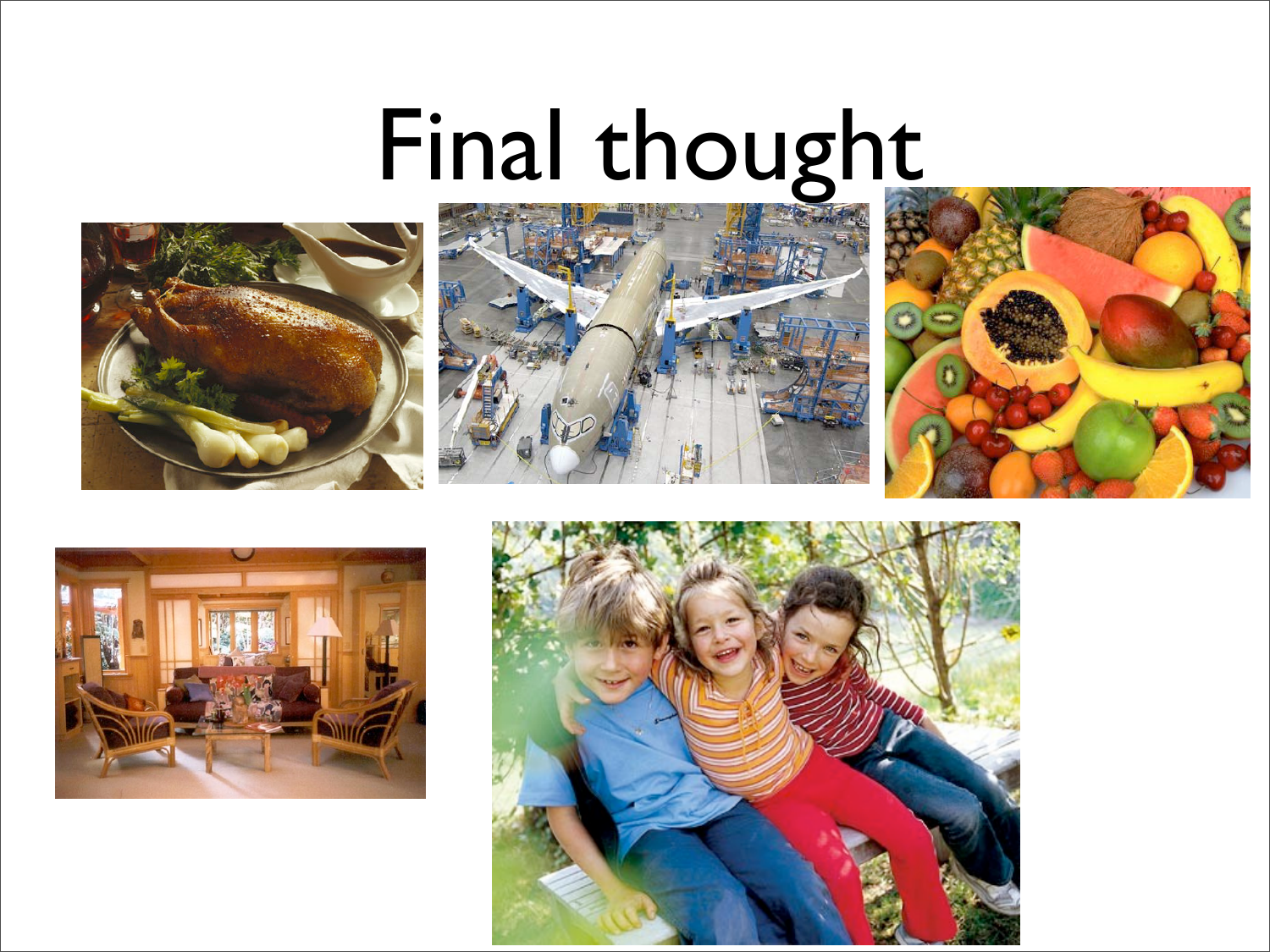# Final thought